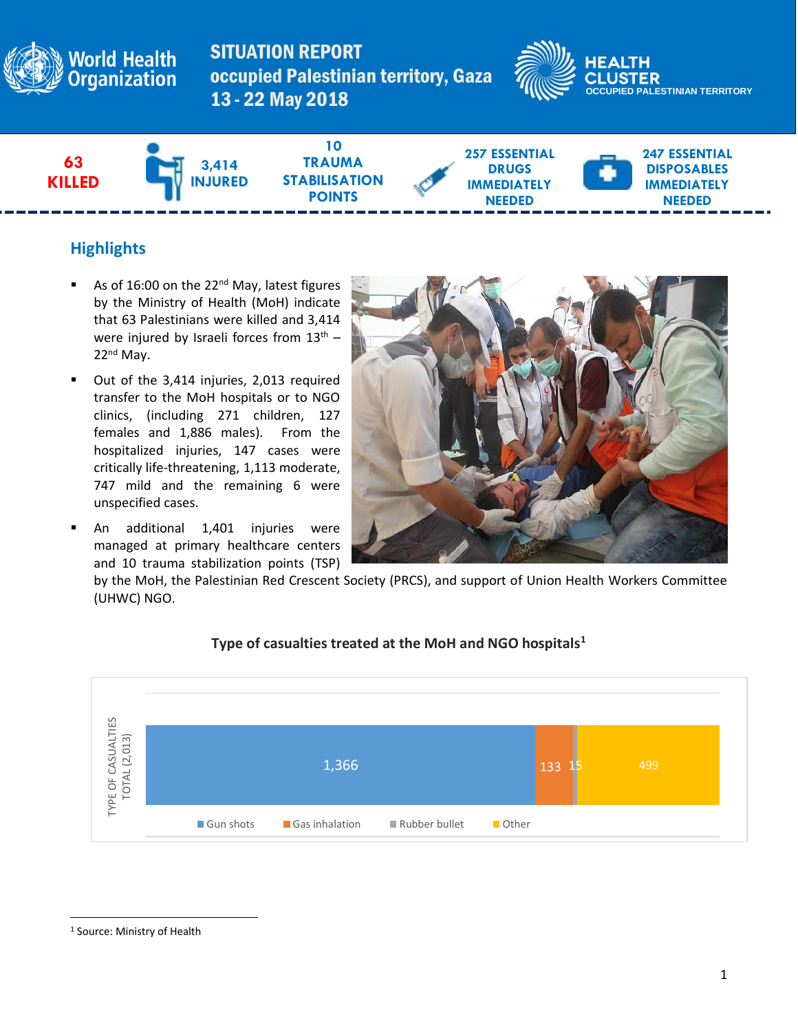# SITUATION REPORT
## occupied Palestinian territory, Gaza
## 13 - 22 May 2018

World Health Organization

HEALTH CLUSTER OCCUPIED PALESTINIAN TERRITORY

**63 KILLED** | **3,414 INJURED** | **10 TRAUMA STABILISATION POINTS** | **257 ESSENTIAL DRUGS IMMEDIATELY NEEDED** | **247 ESSENTIAL DISPOSABLES IMMEDIATELY NEEDED**

## Highlights

- As of 16:00 on the 22nd May, latest figures by the Ministry of Health (MoH) indicate that 63 Palestinians were killed and 3,414 were injured by Israeli forces from 13th – 22nd May.
- Out of the 3,414 injuries, 2,013 required transfer to the MoH hospitals or to NGO clinics, (including 271 children, 127 females and 1,886 males). From the hospitalized injuries, 147 cases were critically life-threatening, 1,113 moderate, 747 mild and the remaining 6 were unspecified cases.
- An additional 1,401 injuries were managed at primary healthcare centers and 10 trauma stabilization points (TSP) by the MoH, the Palestinian Red Crescent Society (PRCS), and support of Union Health Workers Committee (UHWC) NGO.

**Type of casualties treated at the MoH and NGO hospitals[1]**

TYPE OF CASUALTIES TOTAL (2,013)

| Gun shots | Gas inhalation | Rubber bullet | Other |
|---|---|---|---|
| 1,366 | 133 | 15 | 499 |

[1] Source: Ministry of Health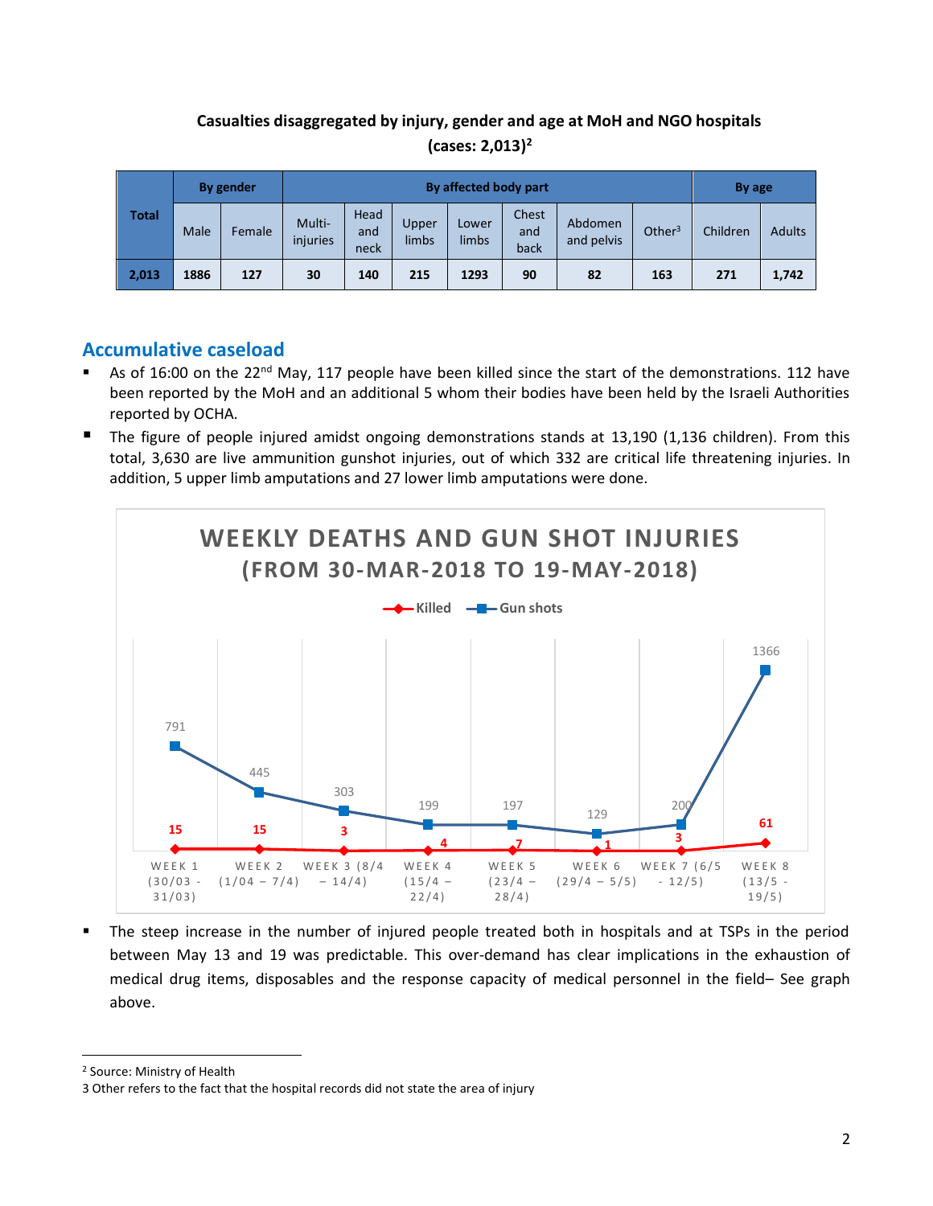**Casualties disaggregated by injury, gender and age at MoH and NGO hospitals (cases: 2,013)[2]**

| Total | By gender | | By affected body part | | | | | | | By age | |
|---|---|---|---|---|---|---|---|---|---|---|---|
| | Male | Female | Multi-injuries | Head and neck | Upper limbs | Lower limbs | Chest and back | Abdomen and pelvis | Other[3] | Children | Adults |
| **2,013** | **1886** | **127** | **30** | **140** | **215** | **1293** | **90** | **82** | **163** | **271** | **1,742** |

## Accumulative caseload

- As of 16:00 on the 22nd May, 117 people have been killed since the start of the demonstrations. 112 have been reported by the MoH and an additional 5 whom their bodies have been held by the Israeli Authorities reported by OCHA.
- The figure of people injured amidst ongoing demonstrations stands at 13,190 (1,136 children). From this total, 3,630 are live ammunition gunshot injuries, out of which 332 are critical life threatening injuries. In addition, 5 upper limb amputations and 27 lower limb amputations were done.

**WEEKLY DEATHS AND GUN SHOT INJURIES (FROM 30-MAR-2018 TO 19-MAY-2018)**

| Week | Killed | Gun shots |
|---|---|---|
| WEEK 1 (30/03 - 31/03) | 15 | 791 |
| WEEK 2 (1/04 – 7/4) | 15 | 445 |
| WEEK 3 (8/4 – 14/4) | 3 | 303 |
| WEEK 4 (15/4 – 22/4) | 4 | 199 |
| WEEK 5 (23/4 – 28/4) | 7 | 197 |
| WEEK 6 (29/4 – 5/5) | 1 | 129 |
| WEEK 7 (6/5 - 12/5) | 3 | 200 |
| WEEK 8 (13/5 - 19/5) | 61 | 1366 |

- The steep increase in the number of injured people treated both in hospitals and at TSPs in the period between May 13 and 19 was predictable. This over-demand has clear implications in the exhaustion of medical drug items, disposables and the response capacity of medical personnel in the field– See graph above.

---

[2] Source: Ministry of Health

[3] Other refers to the fact that the hospital records did not state the area of injury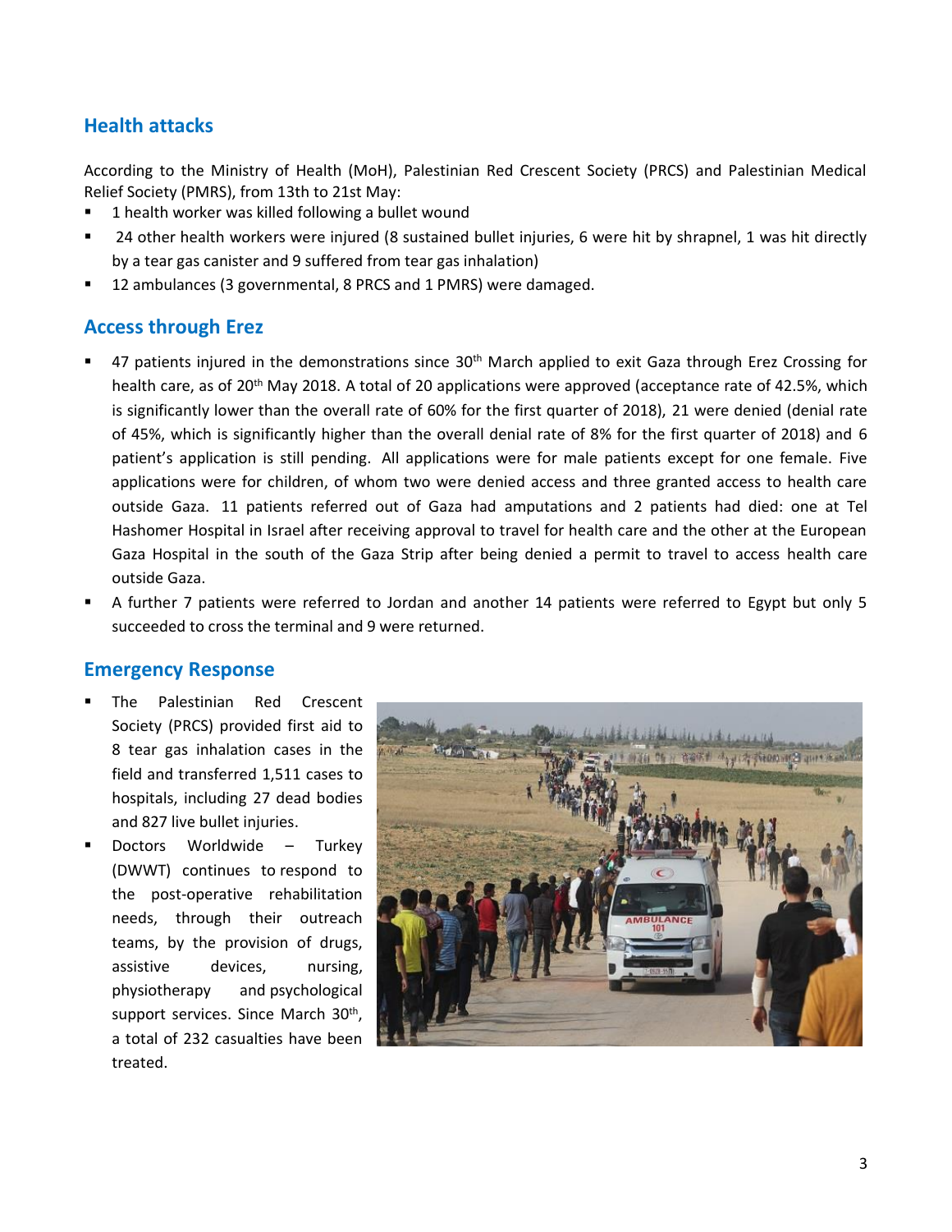## Health attacks

According to the Ministry of Health (MoH), Palestinian Red Crescent Society (PRCS) and Palestinian Medical Relief Society (PMRS), from 13th to 21st May:

- 1 health worker was killed following a bullet wound
- 24 other health workers were injured (8 sustained bullet injuries, 6 were hit by shrapnel, 1 was hit directly by a tear gas canister and 9 suffered from tear gas inhalation)
- 12 ambulances (3 governmental, 8 PRCS and 1 PMRS) were damaged.

## Access through Erez

- 47 patients injured in the demonstrations since 30th March applied to exit Gaza through Erez Crossing for health care, as of 20th May 2018. A total of 20 applications were approved (acceptance rate of 42.5%, which is significantly lower than the overall rate of 60% for the first quarter of 2018), 21 were denied (denial rate of 45%, which is significantly higher than the overall denial rate of 8% for the first quarter of 2018) and 6 patient's application is still pending. All applications were for male patients except for one female. Five applications were for children, of whom two were denied access and three granted access to health care outside Gaza. 11 patients referred out of Gaza had amputations and 2 patients had died: one at Tel Hashomer Hospital in Israel after receiving approval to travel for health care and the other at the European Gaza Hospital in the south of the Gaza Strip after being denied a permit to travel to access health care outside Gaza.
- A further 7 patients were referred to Jordan and another 14 patients were referred to Egypt but only 5 succeeded to cross the terminal and 9 were returned.

## Emergency Response

- The Palestinian Red Crescent Society (PRCS) provided first aid to 8 tear gas inhalation cases in the field and transferred 1,511 cases to hospitals, including 27 dead bodies and 827 live bullet injuries.
- Doctors Worldwide – Turkey (DWWT) continues to respond to the post-operative rehabilitation needs, through their outreach teams, by the provision of drugs, assistive devices, nursing, physiotherapy and psychological support services. Since March 30th, a total of 232 casualties have been treated.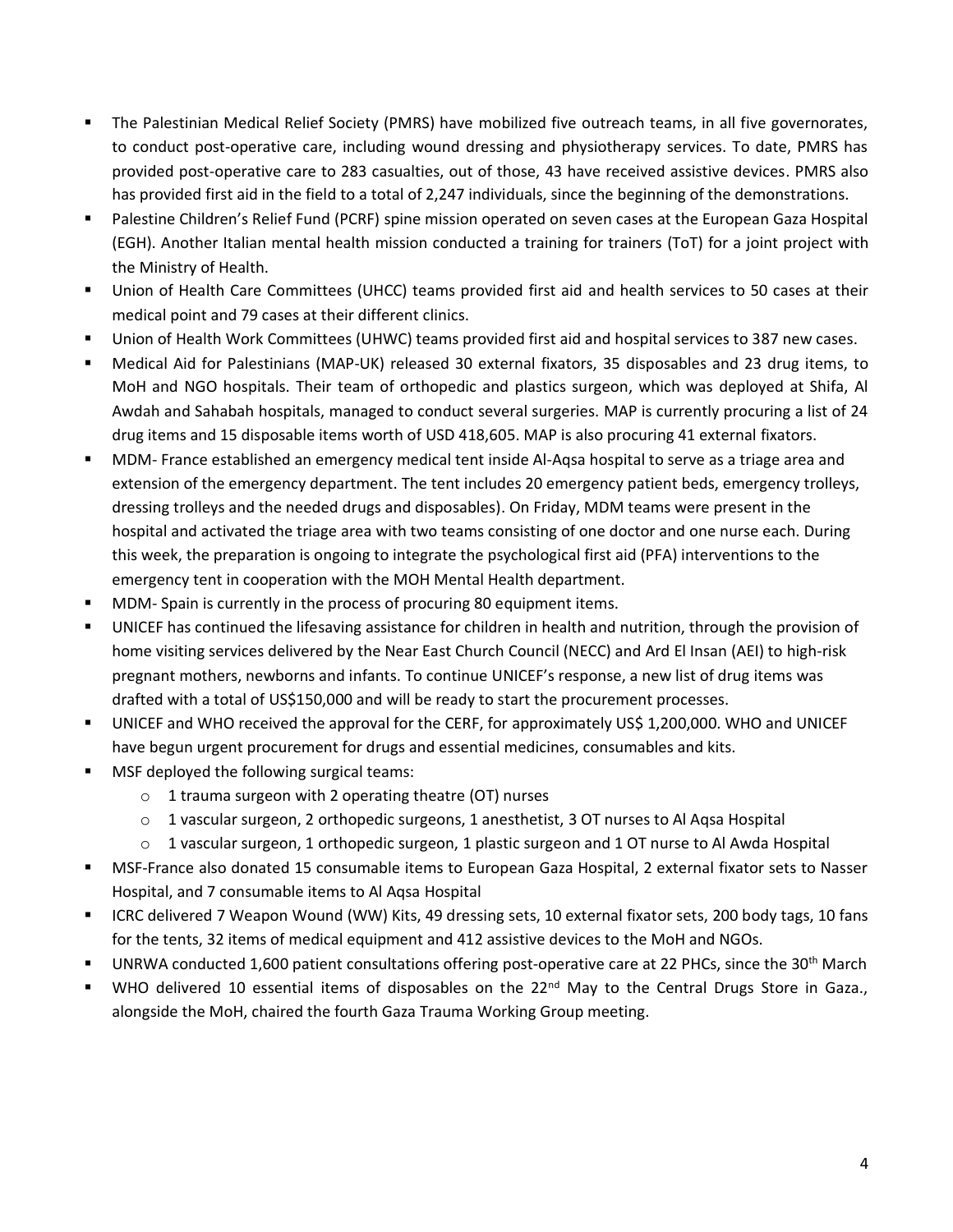- The Palestinian Medical Relief Society (PMRS) have mobilized five outreach teams, in all five governorates, to conduct post-operative care, including wound dressing and physiotherapy services. To date, PMRS has provided post-operative care to 283 casualties, out of those, 43 have received assistive devices. PMRS also has provided first aid in the field to a total of 2,247 individuals, since the beginning of the demonstrations.
- Palestine Children's Relief Fund (PCRF) spine mission operated on seven cases at the European Gaza Hospital (EGH). Another Italian mental health mission conducted a training for trainers (ToT) for a joint project with the Ministry of Health.
- Union of Health Care Committees (UHCC) teams provided first aid and health services to 50 cases at their medical point and 79 cases at their different clinics.
- Union of Health Work Committees (UHWC) teams provided first aid and hospital services to 387 new cases.
- Medical Aid for Palestinians (MAP-UK) released 30 external fixators, 35 disposables and 23 drug items, to MoH and NGO hospitals. Their team of orthopedic and plastics surgeon, which was deployed at Shifa, Al Awdah and Sahabah hospitals, managed to conduct several surgeries. MAP is currently procuring a list of 24 drug items and 15 disposable items worth of USD 418,605. MAP is also procuring 41 external fixators.
- MDM- France established an emergency medical tent inside Al-Aqsa hospital to serve as a triage area and extension of the emergency department. The tent includes 20 emergency patient beds, emergency trolleys, dressing trolleys and the needed drugs and disposables). On Friday, MDM teams were present in the hospital and activated the triage area with two teams consisting of one doctor and one nurse each. During this week, the preparation is ongoing to integrate the psychological first aid (PFA) interventions to the emergency tent in cooperation with the MOH Mental Health department.
- MDM- Spain is currently in the process of procuring 80 equipment items.
- UNICEF has continued the lifesaving assistance for children in health and nutrition, through the provision of home visiting services delivered by the Near East Church Council (NECC) and Ard El Insan (AEI) to high-risk pregnant mothers, newborns and infants. To continue UNICEF's response, a new list of drug items was drafted with a total of US$150,000 and will be ready to start the procurement processes.
- UNICEF and WHO received the approval for the CERF, for approximately US$ 1,200,000. WHO and UNICEF have begun urgent procurement for drugs and essential medicines, consumables and kits.
- MSF deployed the following surgical teams:
  - 1 trauma surgeon with 2 operating theatre (OT) nurses
  - 1 vascular surgeon, 2 orthopedic surgeons, 1 anesthetist, 3 OT nurses to Al Aqsa Hospital
  - 1 vascular surgeon, 1 orthopedic surgeon, 1 plastic surgeon and 1 OT nurse to Al Awda Hospital
- MSF-France also donated 15 consumable items to European Gaza Hospital, 2 external fixator sets to Nasser Hospital, and 7 consumable items to Al Aqsa Hospital
- ICRC delivered 7 Weapon Wound (WW) Kits, 49 dressing sets, 10 external fixator sets, 200 body tags, 10 fans for the tents, 32 items of medical equipment and 412 assistive devices to the MoH and NGOs.
- UNRWA conducted 1,600 patient consultations offering post-operative care at 22 PHCs, since the 30th March
- WHO delivered 10 essential items of disposables on the 22nd May to the Central Drugs Store in Gaza., alongside the MoH, chaired the fourth Gaza Trauma Working Group meeting.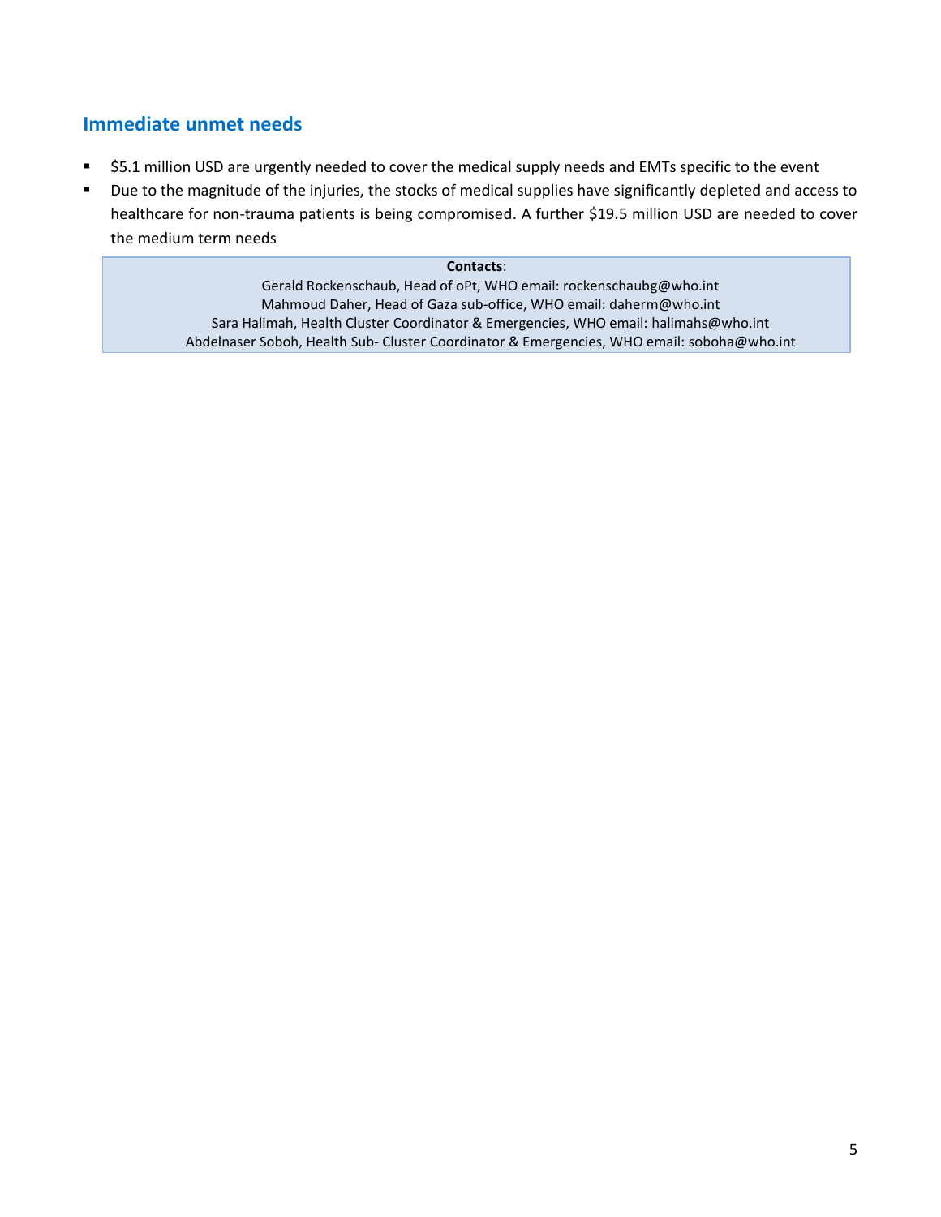## Immediate unmet needs

- $5.1 million USD are urgently needed to cover the medical supply needs and EMTs specific to the event
- Due to the magnitude of the injuries, the stocks of medical supplies have significantly depleted and access to healthcare for non-trauma patients is being compromised. A further $19.5 million USD are needed to cover the medium term needs

**Contacts**:
Gerald Rockenschaub, Head of oPt, WHO email: rockenschaubg@who.int
Mahmoud Daher, Head of Gaza sub-office, WHO email: daherm@who.int
Sara Halimah, Health Cluster Coordinator & Emergencies, WHO email: halimahs@who.int
Abdelnaser Soboh, Health Sub- Cluster Coordinator & Emergencies, WHO email: soboha@who.int